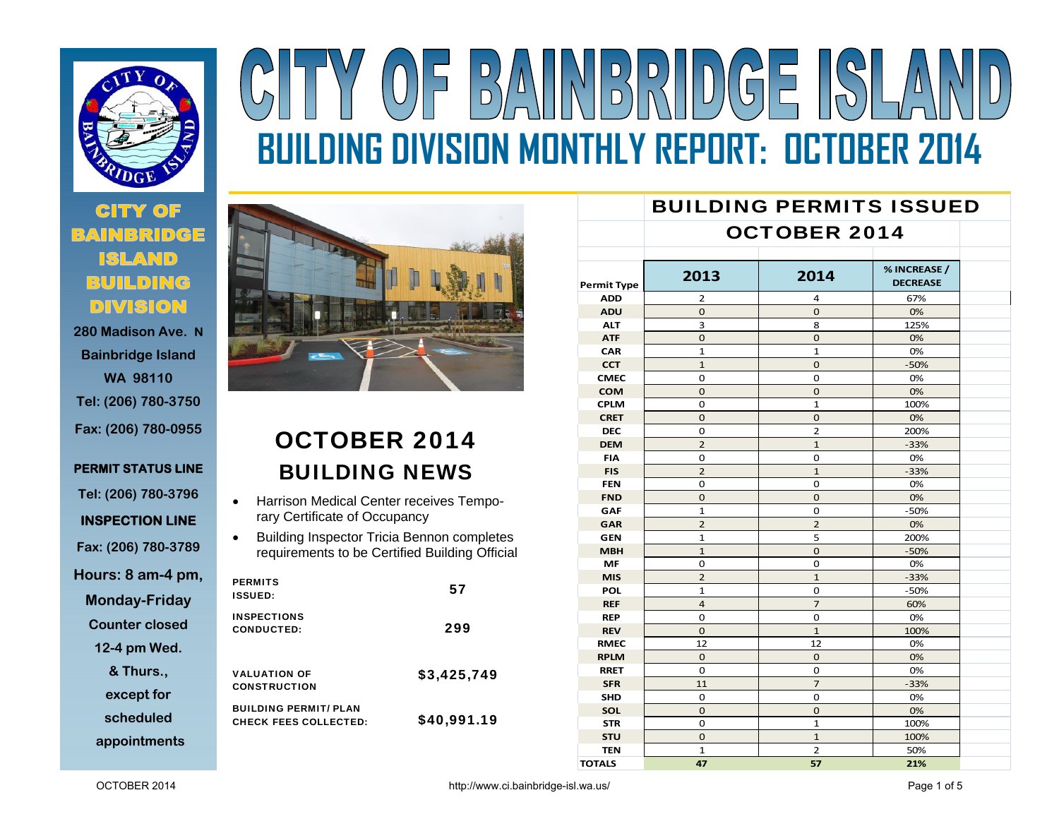# CITY OF BAINBRIDGE ISLAND

## BUILDING DIVISION MONTHLY REPORT: OCTOBER 2014

**CITY OF BAINBRIDGE ISLAND BUILDING DIVISION**

280 Madison Ave. N
Bainbridge Island
WA 98110
Tel: (206) 780-3750
Fax: (206) 780-0955

**PERMIT STATUS LINE**
Tel: (206) 780-3796

**INSPECTION LINE**
Fax: (206) 780-3789

Hours: 8 am-4 pm, Monday-Friday
Counter closed 12-4 pm Wed. & Thurs., except for scheduled appointments

## OCTOBER 2014 BUILDING NEWS

- Harrison Medical Center receives Temporary Certificate of Occupancy
- Building Inspector Tricia Bennon completes requirements to be Certified Building Official

| | |
|---|---|
| PERMITS ISSUED: | 57 |
| INSPECTIONS CONDUCTED: | 299 |
| VALUATION OF CONSTRUCTION | $3,425,749 |
| BUILDING PERMIT/ PLAN CHECK FEES COLLECTED: | $40,991.19 |

## BUILDING PERMITS ISSUED

### OCTOBER 2014

| Permit Type | 2013 | 2014 | % INCREASE / DECREASE |
|---|---|---|---|
| ADD | 2 | 4 | 67% |
| ADU | 0 | 0 | 0% |
| ALT | 3 | 8 | 125% |
| ATF | 0 | 0 | 0% |
| CAR | 1 | 1 | 0% |
| CCT | 1 | 0 | -50% |
| CMEC | 0 | 0 | 0% |
| COM | 0 | 0 | 0% |
| CPLM | 0 | 1 | 100% |
| CRET | 0 | 0 | 0% |
| DEC | 0 | 2 | 200% |
| DEM | 2 | 1 | -33% |
| FIA | 0 | 0 | 0% |
| FIS | 2 | 1 | -33% |
| FEN | 0 | 0 | 0% |
| FND | 0 | 0 | 0% |
| GAF | 1 | 0 | -50% |
| GAR | 2 | 2 | 0% |
| GEN | 1 | 5 | 200% |
| MBH | 1 | 0 | -50% |
| MF | 0 | 0 | 0% |
| MIS | 2 | 1 | -33% |
| POL | 1 | 0 | -50% |
| REF | 4 | 7 | 60% |
| REP | 0 | 0 | 0% |
| REV | 0 | 1 | 100% |
| RMEC | 12 | 12 | 0% |
| RPLM | 0 | 0 | 0% |
| RRET | 0 | 0 | 0% |
| SFR | 11 | 7 | -33% |
| SHD | 0 | 0 | 0% |
| SOL | 0 | 0 | 0% |
| STR | 0 | 1 | 100% |
| STU | 0 | 1 | 100% |
| TEN | 1 | 2 | 50% |
| **TOTALS** | **47** | **57** | **21%** |

http://www.ci.bainbridge-isl.wa.us/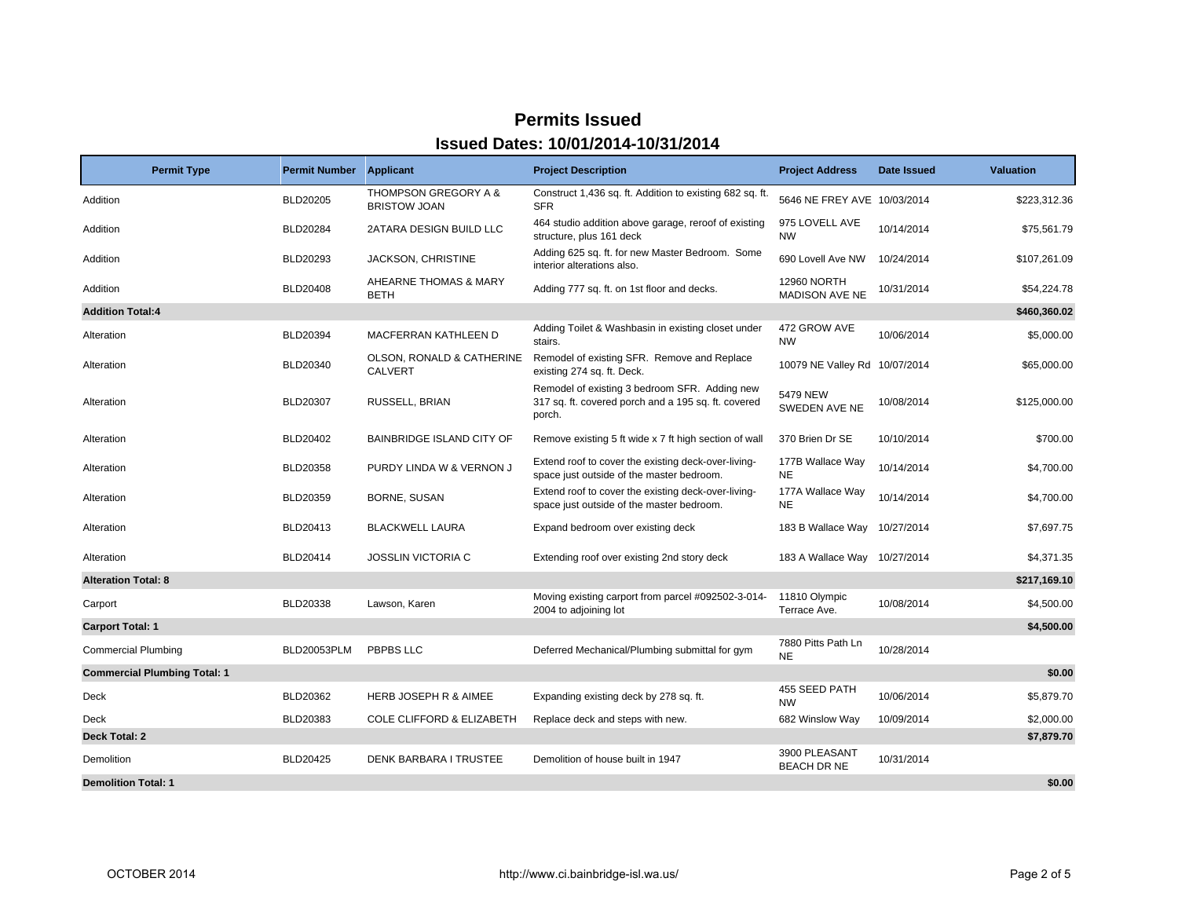# Permits Issued

## Issued Dates: 10/01/2014-10/31/2014

| Permit Type | Permit Number | Applicant | Project Description | Project Address | Date Issued | Valuation |
|---|---|---|---|---|---|---|
| Addition | BLD20205 | THOMPSON GREGORY A & BRISTOW JOAN | Construct 1,436 sq. ft. Addition to existing 682 sq. ft. SFR | 5646 NE FREY AVE | 10/03/2014 | $223,312.36 |
| Addition | BLD20284 | 2ATARA DESIGN BUILD LLC | 464 studio addition above garage, reroof of existing structure, plus 161 deck | 975 LOVELL AVE NW | 10/14/2014 | $75,561.79 |
| Addition | BLD20293 | JACKSON, CHRISTINE | Adding 625 sq. ft. for new Master Bedroom. Some interior alterations also. | 690 Lovell Ave NW | 10/24/2014 | $107,261.09 |
| Addition | BLD20408 | AHEARNE THOMAS & MARY BETH | Adding 777 sq. ft. on 1st floor and decks. | 12960 NORTH MADISON AVE NE | 10/31/2014 | $54,224.78 |
| **Addition Total:4** | | | | | | **$460,360.02** |
| Alteration | BLD20394 | MACFERRAN KATHLEEN D | Adding Toilet & Washbasin in existing closet under stairs. | 472 GROW AVE NW | 10/06/2014 | $5,000.00 |
| Alteration | BLD20340 | OLSON, RONALD & CATHERINE CALVERT | Remodel of existing SFR. Remove and Replace existing 274 sq. ft. Deck. | 10079 NE Valley Rd | 10/07/2014 | $65,000.00 |
| Alteration | BLD20307 | RUSSELL, BRIAN | Remodel of existing 3 bedroom SFR. Adding new 317 sq. ft. covered porch and a 195 sq. ft. covered porch. | 5479 NEW SWEDEN AVE NE | 10/08/2014 | $125,000.00 |
| Alteration | BLD20402 | BAINBRIDGE ISLAND CITY OF | Remove existing 5 ft wide x 7 ft high section of wall | 370 Brien Dr SE | 10/10/2014 | $700.00 |
| Alteration | BLD20358 | PURDY LINDA W & VERNON J | Extend roof to cover the existing deck-over-living-space just outside of the master bedroom. | 177B Wallace Way NE | 10/14/2014 | $4,700.00 |
| Alteration | BLD20359 | BORNE, SUSAN | Extend roof to cover the existing deck-over-living-space just outside of the master bedroom. | 177A Wallace Way NE | 10/14/2014 | $4,700.00 |
| Alteration | BLD20413 | BLACKWELL LAURA | Expand bedroom over existing deck | 183 B Wallace Way | 10/27/2014 | $7,697.75 |
| Alteration | BLD20414 | JOSSLIN VICTORIA C | Extending roof over existing 2nd story deck | 183 A Wallace Way | 10/27/2014 | $4,371.35 |
| **Alteration Total: 8** | | | | | | **$217,169.10** |
| Carport | BLD20338 | Lawson, Karen | Moving existing carport from parcel #092502-3-014-2004 to adjoining lot | 11810 Olympic Terrace Ave. | 10/08/2014 | $4,500.00 |
| **Carport Total: 1** | | | | | | **$4,500.00** |
| Commercial Plumbing | BLD20053PLM | PBPBS LLC | Deferred Mechanical/Plumbing submittal for gym | 7880 Pitts Path Ln NE | 10/28/2014 | |
| **Commercial Plumbing Total: 1** | | | | | | **$0.00** |
| Deck | BLD20362 | HERB JOSEPH R & AIMEE | Expanding existing deck by 278 sq. ft. | 455 SEED PATH NW | 10/06/2014 | $5,879.70 |
| Deck | BLD20383 | COLE CLIFFORD & ELIZABETH | Replace deck and steps with new. | 682 Winslow Way | 10/09/2014 | $2,000.00 |
| **Deck Total: 2** | | | | | | **$7,879.70** |
| Demolition | BLD20425 | DENK BARBARA I TRUSTEE | Demolition of house built in 1947 | 3900 PLEASANT BEACH DR NE | 10/31/2014 | |
| **Demolition Total: 1** | | | | | | **$0.00** |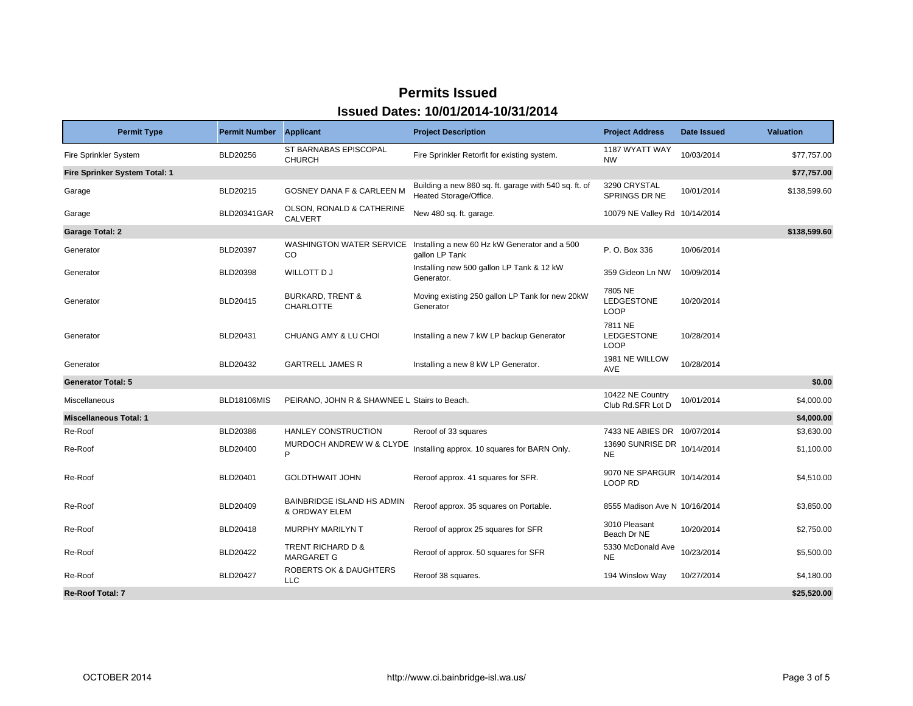# Permits Issued

## Issued Dates: 10/01/2014-10/31/2014

| Permit Type | Permit Number | Applicant | Project Description | Project Address | Date Issued | Valuation |
|---|---|---|---|---|---|---|
| Fire Sprinkler System | BLD20256 | ST BARNABAS EPISCOPAL CHURCH | Fire Sprinkler Retorfit for existing system. | 1187 WYATT WAY NW | 10/03/2014 | $77,757.00 |
| **Fire Sprinker System Total: 1** | | | | | | **$77,757.00** |
| Garage | BLD20215 | GOSNEY DANA F & CARLEEN M | Building a new 860 sq. ft. garage with 540 sq. ft. of Heated Storage/Office. | 3290 CRYSTAL SPRINGS DR NE | 10/01/2014 | $138,599.60 |
| Garage | BLD20341GAR | OLSON, RONALD & CATHERINE CALVERT | New 480 sq. ft. garage. | 10079 NE Valley Rd | 10/14/2014 | |
| **Garage Total: 2** | | | | | | **$138,599.60** |
| Generator | BLD20397 | WASHINGTON WATER SERVICE CO | Installing a new 60 Hz kW Generator and a 500 gallon LP Tank | P. O. Box 336 | 10/06/2014 | |
| Generator | BLD20398 | WILLOTT D J | Installing new 500 gallon LP Tank & 12 kW Generator. | 359 Gideon Ln NW | 10/09/2014 | |
| Generator | BLD20415 | BURKARD, TRENT & CHARLOTTE | Moving existing 250 gallon LP Tank for new 20kW Generator | 7805 NE LEDGESTONE LOOP | 10/20/2014 | |
| Generator | BLD20431 | CHUANG AMY & LU CHOI | Installing a new 7 kW LP backup Generator | 7811 NE LEDGESTONE LOOP | 10/28/2014 | |
| Generator | BLD20432 | GARTRELL JAMES R | Installing a new 8 kW LP Generator. | 1981 NE WILLOW AVE | 10/28/2014 | |
| **Generator Total: 5** | | | | | | **$0.00** |
| Miscellaneous | BLD18106MIS | PEIRANO, JOHN R & SHAWNEE L | Stairs to Beach. | 10422 NE Country Club Rd.SFR Lot D | 10/01/2014 | $4,000.00 |
| **Miscellaneous Total: 1** | | | | | | **$4,000.00** |
| Re-Roof | BLD20386 | HANLEY CONSTRUCTION | Reroof of 33 squares | 7433 NE ABIES DR | 10/07/2014 | $3,630.00 |
| Re-Roof | BLD20400 | MURDOCH ANDREW W & CLYDE P | Installing approx. 10 squares for BARN Only. | 13690 SUNRISE DR NE | 10/14/2014 | $1,100.00 |
| Re-Roof | BLD20401 | GOLDTHWAIT JOHN | Reroof approx. 41 squares for SFR. | 9070 NE SPARGUR LOOP RD | 10/14/2014 | $4,510.00 |
| Re-Roof | BLD20409 | BAINBRIDGE ISLAND HS ADMIN & ORDWAY ELEM | Reroof approx. 35 squares on Portable. | 8555 Madison Ave N | 10/16/2014 | $3,850.00 |
| Re-Roof | BLD20418 | MURPHY MARILYN T | Reroof of approx 25 squares for SFR | 3010 Pleasant Beach Dr NE | 10/20/2014 | $2,750.00 |
| Re-Roof | BLD20422 | TRENT RICHARD D & MARGARET G | Reroof of approx. 50 squares for SFR | 5330 McDonald Ave NE | 10/23/2014 | $5,500.00 |
| Re-Roof | BLD20427 | ROBERTS OK & DAUGHTERS LLC | Reroof 38 squares. | 194 Winslow Way | 10/27/2014 | $4,180.00 |
| **Re-Roof Total: 7** | | | | | | **$25,520.00** |

OCTOBER 2014 http://www.ci.bainbridge-isl.wa.us/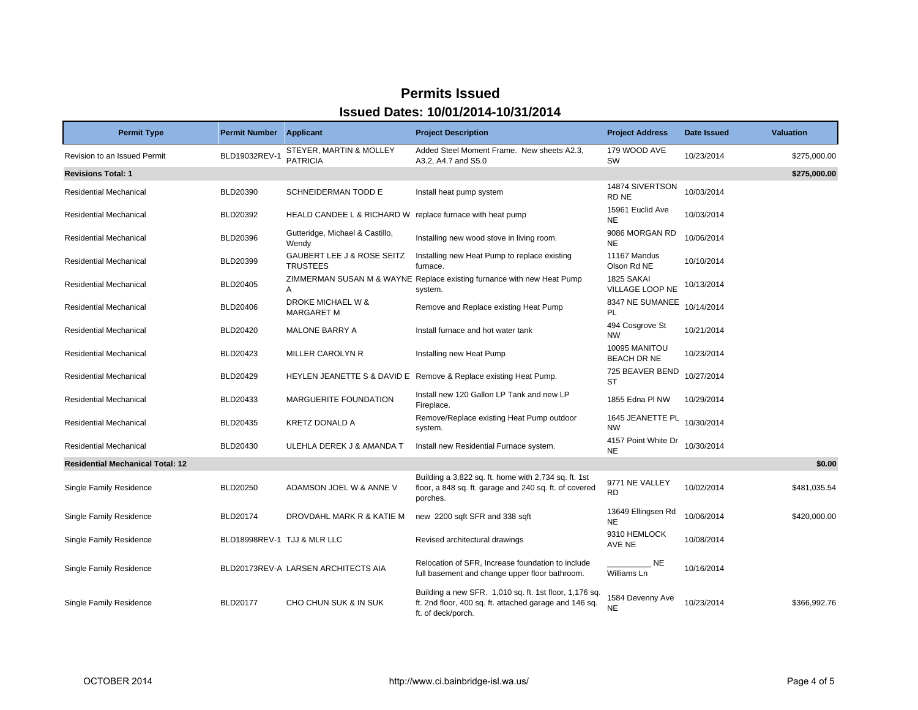# Permits Issued

## Issued Dates: 10/01/2014-10/31/2014

| Permit Type | Permit Number | Applicant | Project Description | Project Address | Date Issued | Valuation |
|---|---|---|---|---|---|---|
| Revision to an Issued Permit | BLD19032REV-1 | STEYER, MARTIN & MOLLEY PATRICIA | Added Steel Moment Frame. New sheets A2.3, A3.2, A4.7 and S5.0 | 179 WOOD AVE SW | 10/23/2014 | $275,000.00 |
| **Revisions Total: 1** | | | | | | **$275,000.00** |
| Residential Mechanical | BLD20390 | SCHNEIDERMAN TODD E | Install heat pump system | 14874 SIVERTSON RD NE | 10/03/2014 | |
| Residential Mechanical | BLD20392 | HEALD CANDEE L & RICHARD W | replace furnace with heat pump | 15961 Euclid Ave NE | 10/03/2014 | |
| Residential Mechanical | BLD20396 | Gutteridge, Michael & Castillo, Wendy | Installing new wood stove in living room. | 9086 MORGAN RD NE | 10/06/2014 | |
| Residential Mechanical | BLD20399 | GAUBERT LEE J & ROSE SEITZ TRUSTEES | Installing new Heat Pump to replace existing furnace. | 11167 Mandus Olson Rd NE | 10/10/2014 | |
| Residential Mechanical | BLD20405 | ZIMMERMAN SUSAN M & WAYNE A | Replace existing furnance with new Heat Pump system. | 1825 SAKAI VILLAGE LOOP NE | 10/13/2014 | |
| Residential Mechanical | BLD20406 | DROKE MICHAEL W & MARGARET M | Remove and Replace existing Heat Pump | 8347 NE SUMANEE PL | 10/14/2014 | |
| Residential Mechanical | BLD20420 | MALONE BARRY A | Install furnace and hot water tank | 494 Cosgrove St NW | 10/21/2014 | |
| Residential Mechanical | BLD20423 | MILLER CAROLYN R | Installing new Heat Pump | 10095 MANITOU BEACH DR NE | 10/23/2014 | |
| Residential Mechanical | BLD20429 | HEYLEN JEANETTE S & DAVID E | Remove & Replace existing Heat Pump. | 725 BEAVER BEND ST | 10/27/2014 | |
| Residential Mechanical | BLD20433 | MARGUERITE FOUNDATION | Install new 120 Gallon LP Tank and new LP Fireplace. | 1855 Edna Pl NW | 10/29/2014 | |
| Residential Mechanical | BLD20435 | KRETZ DONALD A | Remove/Replace existing Heat Pump outdoor system. | 1645 JEANETTE PL NW | 10/30/2014 | |
| Residential Mechanical | BLD20430 | ULEHLA DEREK J & AMANDA T | Install new Residential Furnace system. | 4157 Point White Dr NE | 10/30/2014 | |
| **Residential Mechanical Total: 12** | | | | | | **$0.00** |
| Single Family Residence | BLD20250 | ADAMSON JOEL W & ANNE V | Building a 3,822 sq. ft. home with 2,734 sq. ft. 1st floor, a 848 sq. ft. garage and 240 sq. ft. of covered porches. | 9771 NE VALLEY RD | 10/02/2014 | $481,035.54 |
| Single Family Residence | BLD20174 | DROVDAHL MARK R & KATIE M | new 2200 sqft SFR and 338 sqft | 13649 Ellingsen Rd NE | 10/06/2014 | $420,000.00 |
| Single Family Residence | BLD18998REV-1 | TJJ & MLR LLC | Revised architectural drawings | 9310 HEMLOCK AVE NE | 10/08/2014 | |
| Single Family Residence | BLD20173REV-A | LARSEN ARCHITECTS AIA | Relocation of SFR, Increase foundation to include full basement and change upper floor bathroom. | __________ NE Williams Ln | 10/16/2014 | |
| Single Family Residence | BLD20177 | CHO CHUN SUK & IN SUK | Building a new SFR. 1,010 sq. ft. 1st floor, 1,176 sq. ft. 2nd floor, 400 sq. ft. attached garage and 146 sq. ft. of deck/porch. | 1584 Devenny Ave NE | 10/23/2014 | $366,992.76 |

OCTOBER 2014 http://www.ci.bainbridge-isl.wa.us/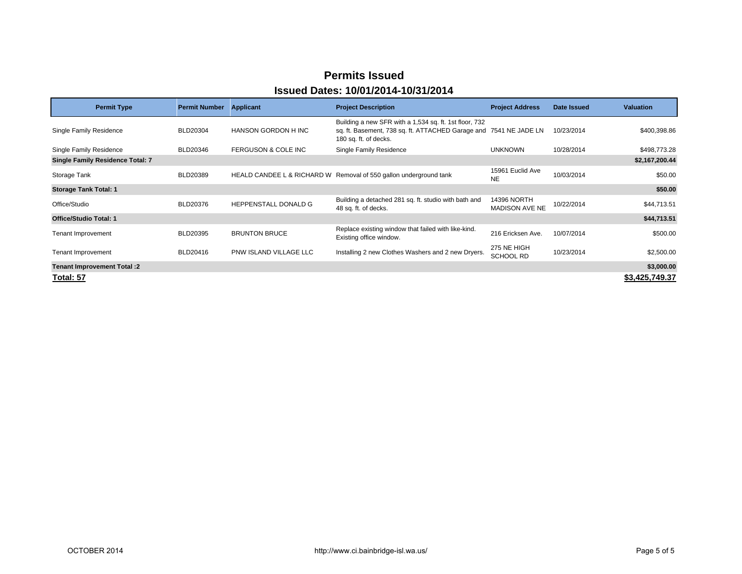# Permits Issued

## Issued Dates: 10/01/2014-10/31/2014

| Permit Type | Permit Number | Applicant | Project Description | Project Address | Date Issued | Valuation |
|---|---|---|---|---|---|---|
| Single Family Residence | BLD20304 | HANSON GORDON H INC | Building a new SFR with a 1,534 sq. ft. 1st floor, 732 sq. ft. Basement, 738 sq. ft. ATTACHED Garage and 180 sq. ft. of decks. | 7541 NE JADE LN | 10/23/2014 | $400,398.86 |
| Single Family Residence | BLD20346 | FERGUSON & COLE INC | Single Family Residence | UNKNOWN | 10/28/2014 | $498,773.28 |
| **Single Family Residence Total: 7** | | | | | | **$2,167,200.44** |
| Storage Tank | BLD20389 | HEALD CANDEE L & RICHARD W | Removal of 550 gallon underground tank | 15961 Euclid Ave NE | 10/03/2014 | $50.00 |
| **Storage Tank Total: 1** | | | | | | **$50.00** |
| Office/Studio | BLD20376 | HEPPENSTALL DONALD G | Building a detached 281 sq. ft. studio with bath and 48 sq. ft. of decks. | 14396 NORTH MADISON AVE NE | 10/22/2014 | $44,713.51 |
| **Office/Studio Total: 1** | | | | | | **$44,713.51** |
| Tenant Improvement | BLD20395 | BRUNTON BRUCE | Replace existing window that failed with like-kind. Existing office window. | 216 Ericksen Ave. | 10/07/2014 | $500.00 |
| Tenant Improvement | BLD20416 | PNW ISLAND VILLAGE LLC | Installing 2 new Clothes Washers and 2 new Dryers. | 275 NE HIGH SCHOOL RD | 10/23/2014 | $2,500.00 |
| **Tenant Improvement Total :2** | | | | | | **$3,000.00** |
| **Total: 57** | | | | | | **$3,425,749.37** |

OCTOBER 2014 http://www.ci.bainbridge-isl.wa.us/